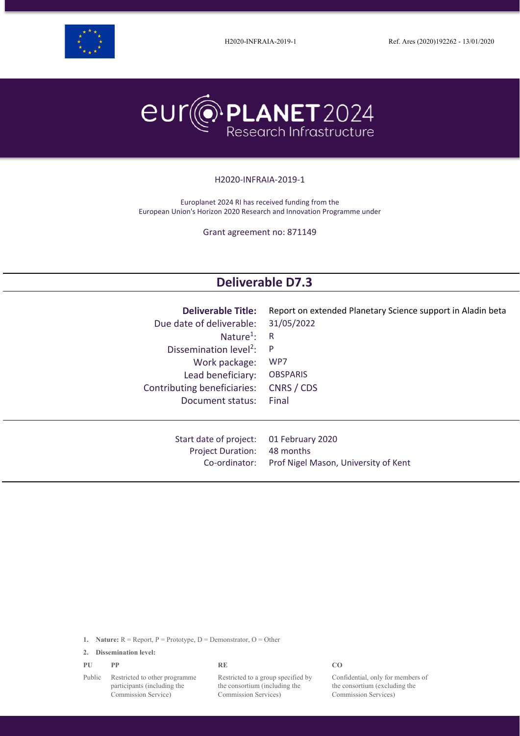H2020-INFRAIA-2019-1 Ref. Ares (2020)192262 - 13/01/2020

europlanet 2024 Research Infrastructure

H2020-INFRAIA-2019-1

Europlanet 2024 RI has received funding from the
European Union's Horizon 2020 Research and Innovation Programme under

Grant agreement no: 871149

# Deliverable D7.3

| | |
|---|---|
| **Deliverable Title:** | Report on extended Planetary Science support in Aladin beta |
| Due date of deliverable: | 31/05/2022 |
| Nature[1]: | R |
| Dissemination level[2]: | P |
| Work package: | WP7 |
| Lead beneficiary: | OBSPARIS |
| Contributing beneficiaries: | CNRS / CDS |
| Document status: | Final |

| | |
|---|---|
| Start date of project: | 01 February 2020 |
| Project Duration: | 48 months |
| Co-ordinator: | Prof Nigel Mason, University of Kent |

1. **Nature:** R = Report, P = Prototype, D = Demonstrator, O = Other
2. **Dissemination level:**

| PU | PP | RE | CO |
|---|---|---|---|
| Public | Restricted to other programme participants (including the Commission Service) | Restricted to a group specified by the consortium (including the Commission Services) | Confidential, only for members of the consortium (excluding the Commission Services) |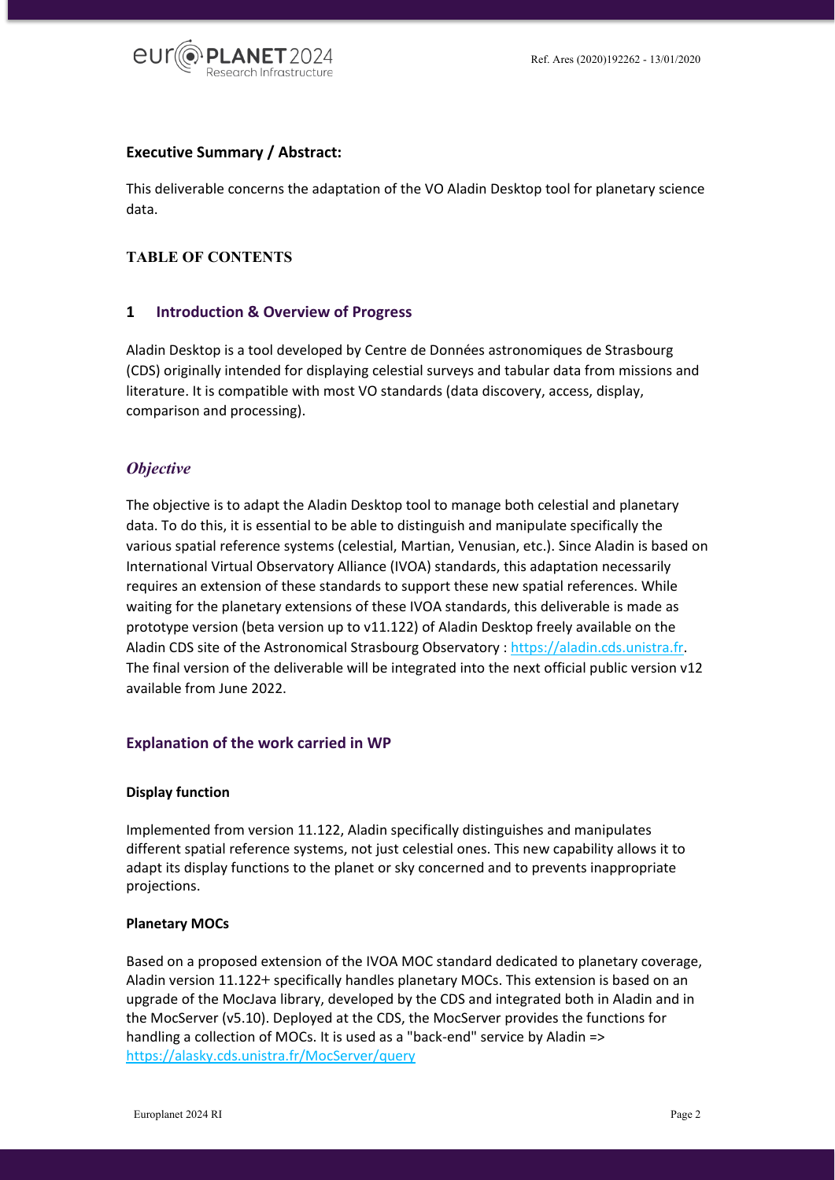**Executive Summary / Abstract:**

This deliverable concerns the adaptation of the VO Aladin Desktop tool for planetary science data.

**TABLE OF CONTENTS**

## 1 Introduction & Overview of Progress

Aladin Desktop is a tool developed by Centre de Données astronomiques de Strasbourg (CDS) originally intended for displaying celestial surveys and tabular data from missions and literature. It is compatible with most VO standards (data discovery, access, display, comparison and processing).

### *Objective*

The objective is to adapt the Aladin Desktop tool to manage both celestial and planetary data. To do this, it is essential to be able to distinguish and manipulate specifically the various spatial reference systems (celestial, Martian, Venusian, etc.). Since Aladin is based on International Virtual Observatory Alliance (IVOA) standards, this adaptation necessarily requires an extension of these standards to support these new spatial references. While waiting for the planetary extensions of these IVOA standards, this deliverable is made as prototype version (beta version up to v11.122) of Aladin Desktop freely available on the Aladin CDS site of the Astronomical Strasbourg Observatory : https://aladin.cds.unistra.fr. The final version of the deliverable will be integrated into the next official public version v12 available from June 2022.

### Explanation of the work carried in WP

**Display function**

Implemented from version 11.122, Aladin specifically distinguishes and manipulates different spatial reference systems, not just celestial ones. This new capability allows it to adapt its display functions to the planet or sky concerned and to prevents inappropriate projections.

**Planetary MOCs**

Based on a proposed extension of the IVOA MOC standard dedicated to planetary coverage, Aladin version 11.122+ specifically handles planetary MOCs. This extension is based on an upgrade of the MocJava library, developed by the CDS and integrated both in Aladin and in the MocServer (v5.10). Deployed at the CDS, the MocServer provides the functions for handling a collection of MOCs. It is used as a "back-end" service by Aladin => https://alasky.cds.unistra.fr/MocServer/query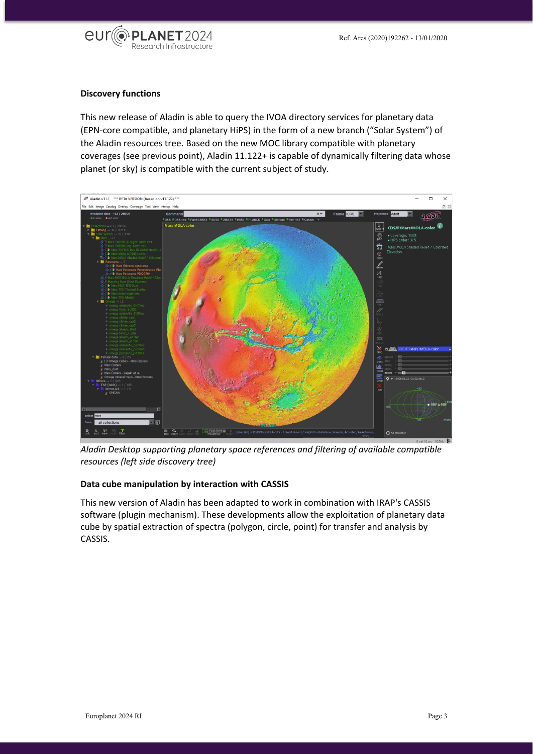### Discovery functions

This new release of Aladin is able to query the IVOA directory services for planetary data (EPN-core compatible, and planetary HiPS) in the form of a new branch ("Solar System") of the Aladin resources tree. Based on the new MOC library compatible with planetary coverages (see previous point), Aladin 11.122+ is capable of dynamically filtering data whose planet (or sky) is compatible with the current subject of study.

*Aladin Desktop supporting planetary space references and filtering of available compatible resources (left side discovery tree)*

### Data cube manipulation by interaction with CASSIS

This new version of Aladin has been adapted to work in combination with IRAP's CASSIS software (plugin mechanism). These developments allow the exploitation of planetary data cube by spatial extraction of spectra (polygon, circle, point) for transfer and analysis by CASSIS.